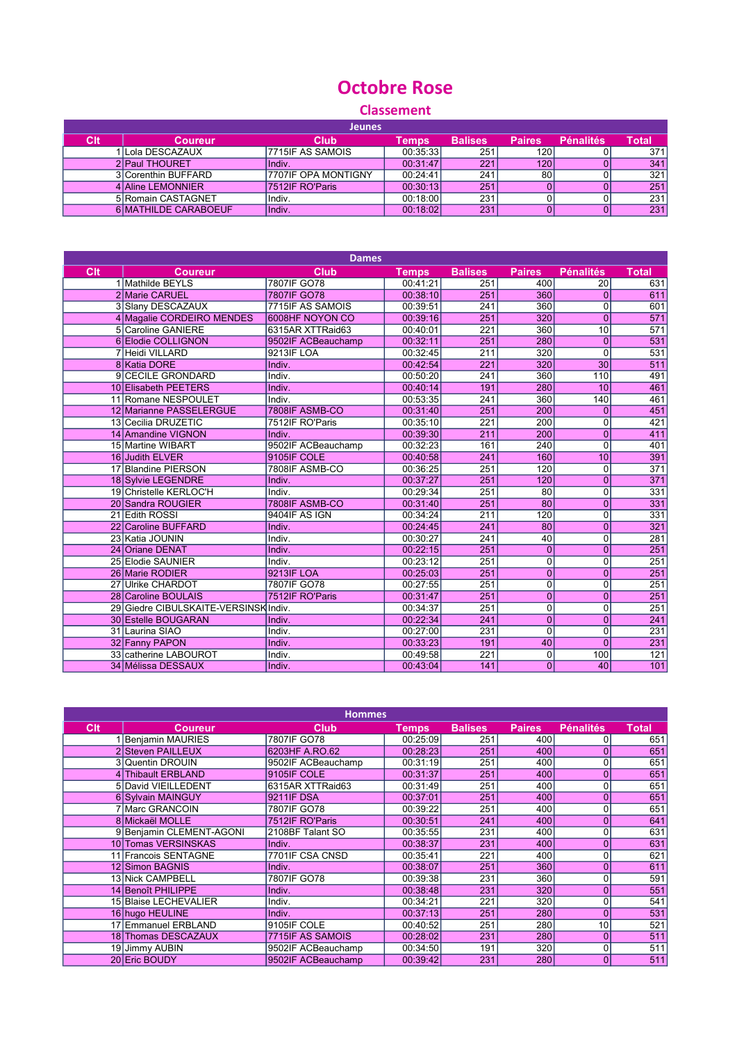# Octobre Rose

## Classement

### Jeunes

| Clt | Coureur | Club | Temps | Balises | Paires | Pénalités | Total |
|---|---|---|---|---|---|---|---|
| 1 | Lola DESCAZAUX | 7715IF AS SAMOIS | 00:35:33 | 251 | 120 | 0 | 371 |
| 2 | Paul THOURET | Indiv. | 00:31:47 | 221 | 120 | 0 | 341 |
| 3 | Corenthin BUFFARD | 7707IF OPA MONTIGNY | 00:24:41 | 241 | 80 | 0 | 321 |
| 4 | Aline LEMONNIER | 7512IF RO'Paris | 00:30:13 | 251 | 0 | 0 | 251 |
| 5 | Romain CASTAGNET | Indiv. | 00:18:00 | 231 | 0 | 0 | 231 |
| 6 | MATHILDE CARABOEUF | Indiv. | 00:18:02 | 231 | 0 | 0 | 231 |

### Dames

| Clt | Coureur | Club | Temps | Balises | Paires | Pénalités | Total |
|---|---|---|---|---|---|---|---|
| 1 | Mathilde BEYLS | 7807IF GO78 | 00:41:21 | 251 | 400 | 20 | 631 |
| 2 | Marie CARUEL | 7807IF GO78 | 00:38:10 | 251 | 360 | 0 | 611 |
| 3 | Slany DESCAZAUX | 7715IF AS SAMOIS | 00:39:51 | 241 | 360 | 0 | 601 |
| 4 | Magalie CORDEIRO MENDES | 6008HF NOYON CO | 00:39:16 | 251 | 320 | 0 | 571 |
| 5 | Caroline GANIERE | 6315AR XTTRaid63 | 00:40:01 | 221 | 360 | 10 | 571 |
| 6 | Elodie COLLIGNON | 9502IF ACBeauchamp | 00:32:11 | 251 | 280 | 0 | 531 |
| 7 | Heidi VILLARD | 9213IF LOA | 00:32:45 | 211 | 320 | 0 | 531 |
| 8 | Katia DORE | Indiv. | 00:42:54 | 221 | 320 | 30 | 511 |
| 9 | CECILE GRONDARD | Indiv. | 00:50:20 | 241 | 360 | 110 | 491 |
| 10 | Elisabeth PEETERS | Indiv. | 00:40:14 | 191 | 280 | 10 | 461 |
| 11 | Romane NESPOULET | Indiv. | 00:53:35 | 241 | 360 | 140 | 461 |
| 12 | Marianne PASSELERGUE | 7808IF ASMB-CO | 00:31:40 | 251 | 200 | 0 | 451 |
| 13 | Cecilia DRUZETIC | 7512IF RO'Paris | 00:35:10 | 221 | 200 | 0 | 421 |
| 14 | Amandine VIGNON | Indiv. | 00:39:30 | 211 | 200 | 0 | 411 |
| 15 | Martine WIBART | 9502IF ACBeauchamp | 00:32:23 | 161 | 240 | 0 | 401 |
| 16 | Judith ELVER | 9105IF COLE | 00:40:58 | 241 | 160 | 10 | 391 |
| 17 | Blandine PIERSON | 7808IF ASMB-CO | 00:36:25 | 251 | 120 | 0 | 371 |
| 18 | Sylvie LEGENDRE | Indiv. | 00:37:27 | 251 | 120 | 0 | 371 |
| 19 | Christelle KERLOC'H | Indiv. | 00:29:34 | 251 | 80 | 0 | 331 |
| 20 | Sandra ROUGIER | 7808IF ASMB-CO | 00:31:40 | 251 | 80 | 0 | 331 |
| 21 | Edith ROSSI | 9404IF AS IGN | 00:34:24 | 211 | 120 | 0 | 331 |
| 22 | Caroline BUFFARD | Indiv. | 00:24:45 | 241 | 80 | 0 | 321 |
| 23 | Katia JOUNIN | Indiv. | 00:30:27 | 241 | 40 | 0 | 281 |
| 24 | Oriane DENAT | Indiv. | 00:22:15 | 251 | 0 | 0 | 251 |
| 25 | Elodie SAUNIER | Indiv. | 00:23:12 | 251 | 0 | 0 | 251 |
| 26 | Marie RODIER | 9213IF LOA | 00:25:03 | 251 | 0 | 0 | 251 |
| 27 | Ulrike CHARDOT | 7807IF GO78 | 00:27:55 | 251 | 0 | 0 | 251 |
| 28 | Caroline BOULAIS | 7512IF RO'Paris | 00:31:47 | 251 | 0 | 0 | 251 |
| 29 | Giedre CIBULSKAITE-VERSINSK | Indiv. | 00:34:37 | 251 | 0 | 0 | 251 |
| 30 | Estelle BOUGARAN | Indiv. | 00:22:34 | 241 | 0 | 0 | 241 |
| 31 | Laurina SIAO | Indiv. | 00:27:00 | 231 | 0 | 0 | 231 |
| 32 | Fanny PAPON | Indiv. | 00:33:23 | 191 | 40 | 0 | 231 |
| 33 | catherine LABOUROT | Indiv. | 00:49:58 | 221 | 0 | 100 | 121 |
| 34 | Mélissa DESSAUX | Indiv. | 00:43:04 | 141 | 0 | 40 | 101 |

### Hommes

| Clt | Coureur | Club | Temps | Balises | Paires | Pénalités | Total |
|---|---|---|---|---|---|---|---|
| 1 | Benjamin MAURIES | 7807IF GO78 | 00:25:09 | 251 | 400 | 0 | 651 |
| 2 | Steven PAILLEUX | 6203HF A.RO.62 | 00:28:23 | 251 | 400 | 0 | 651 |
| 3 | Quentin DROUIN | 9502IF ACBeauchamp | 00:31:19 | 251 | 400 | 0 | 651 |
| 4 | Thibault ERBLAND | 9105IF COLE | 00:31:37 | 251 | 400 | 0 | 651 |
| 5 | David VIEILLEDENT | 6315AR XTTRaid63 | 00:31:49 | 251 | 400 | 0 | 651 |
| 6 | Sylvain MAINGUY | 9211IF DSA | 00:37:01 | 251 | 400 | 0 | 651 |
| 7 | Marc GRANCOIN | 7807IF GO78 | 00:39:22 | 251 | 400 | 0 | 651 |
| 8 | Mickaël MOLLE | 7512IF RO'Paris | 00:30:51 | 241 | 400 | 0 | 641 |
| 9 | Benjamin CLEMENT-AGONI | 2108BF Talant SO | 00:35:55 | 231 | 400 | 0 | 631 |
| 10 | Tomas VERSINSKAS | Indiv. | 00:38:37 | 231 | 400 | 0 | 631 |
| 11 | Francois SENTAGNE | 7701IF CSA CNSD | 00:35:41 | 221 | 400 | 0 | 621 |
| 12 | Simon BAGNIS | Indiv. | 00:38:07 | 251 | 360 | 0 | 611 |
| 13 | Nick CAMPBELL | 7807IF GO78 | 00:39:38 | 231 | 360 | 0 | 591 |
| 14 | Benoît PHILIPPE | Indiv. | 00:38:48 | 231 | 320 | 0 | 551 |
| 15 | Blaise LECHEVALIER | Indiv. | 00:34:21 | 221 | 320 | 0 | 541 |
| 16 | hugo HEULINE | Indiv. | 00:37:13 | 251 | 280 | 0 | 531 |
| 17 | Emmanuel ERBLAND | 9105IF COLE | 00:40:52 | 251 | 280 | 10 | 521 |
| 18 | Thomas DESCAZAUX | 7715IF AS SAMOIS | 00:28:02 | 231 | 280 | 0 | 511 |
| 19 | Jimmy AUBIN | 9502IF ACBeauchamp | 00:34:50 | 191 | 320 | 0 | 511 |
| 20 | Eric BOUDY | 9502IF ACBeauchamp | 00:39:42 | 231 | 280 | 0 | 511 |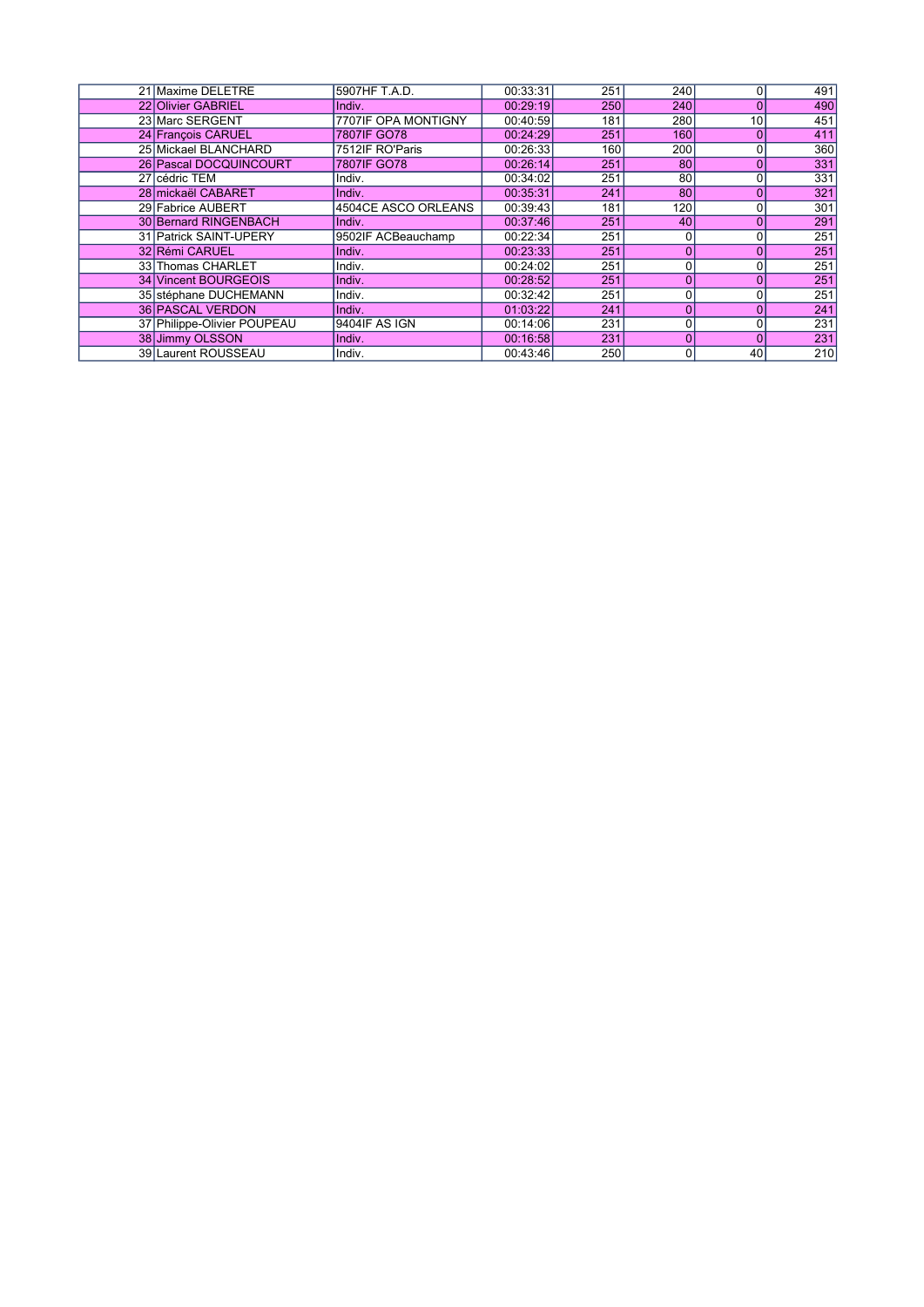| | | | | | | | |
|---|---|---|---|---|---|---|---|
| 21 | Maxime DELETRE | 5907HF T.A.D. | 00:33:31 | 251 | 240 | 0 | 491 |
| 22 | Olivier GABRIEL | Indiv. | 00:29:19 | 250 | 240 | 0 | 490 |
| 23 | Marc SERGENT | 7707IF OPA MONTIGNY | 00:40:59 | 181 | 280 | 10 | 451 |
| 24 | François CARUEL | 7807IF GO78 | 00:24:29 | 251 | 160 | 0 | 411 |
| 25 | Mickael BLANCHARD | 7512IF RO'Paris | 00:26:33 | 160 | 200 | 0 | 360 |
| 26 | Pascal DOCQUINCOURT | 7807IF GO78 | 00:26:14 | 251 | 80 | 0 | 331 |
| 27 | cédric TEM | Indiv. | 00:34:02 | 251 | 80 | 0 | 331 |
| 28 | mickaël CABARET | Indiv. | 00:35:31 | 241 | 80 | 0 | 321 |
| 29 | Fabrice AUBERT | 4504CE ASCO ORLEANS | 00:39:43 | 181 | 120 | 0 | 301 |
| 30 | Bernard RINGENBACH | Indiv. | 00:37:46 | 251 | 40 | 0 | 291 |
| 31 | Patrick SAINT-UPERY | 9502IF ACBeauchamp | 00:22:34 | 251 | 0 | 0 | 251 |
| 32 | Rémi CARUEL | Indiv. | 00:23:33 | 251 | 0 | 0 | 251 |
| 33 | Thomas CHARLET | Indiv. | 00:24:02 | 251 | 0 | 0 | 251 |
| 34 | Vincent BOURGEOIS | Indiv. | 00:28:52 | 251 | 0 | 0 | 251 |
| 35 | stéphane DUCHEMANN | Indiv. | 00:32:42 | 251 | 0 | 0 | 251 |
| 36 | PASCAL VERDON | Indiv. | 01:03:22 | 241 | 0 | 0 | 241 |
| 37 | Philippe-Olivier POUPEAU | 9404IF AS IGN | 00:14:06 | 231 | 0 | 0 | 231 |
| 38 | Jimmy OLSSON | Indiv. | 00:16:58 | 231 | 0 | 0 | 231 |
| 39 | Laurent ROUSSEAU | Indiv. | 00:43:46 | 250 | 0 | 40 | 210 |